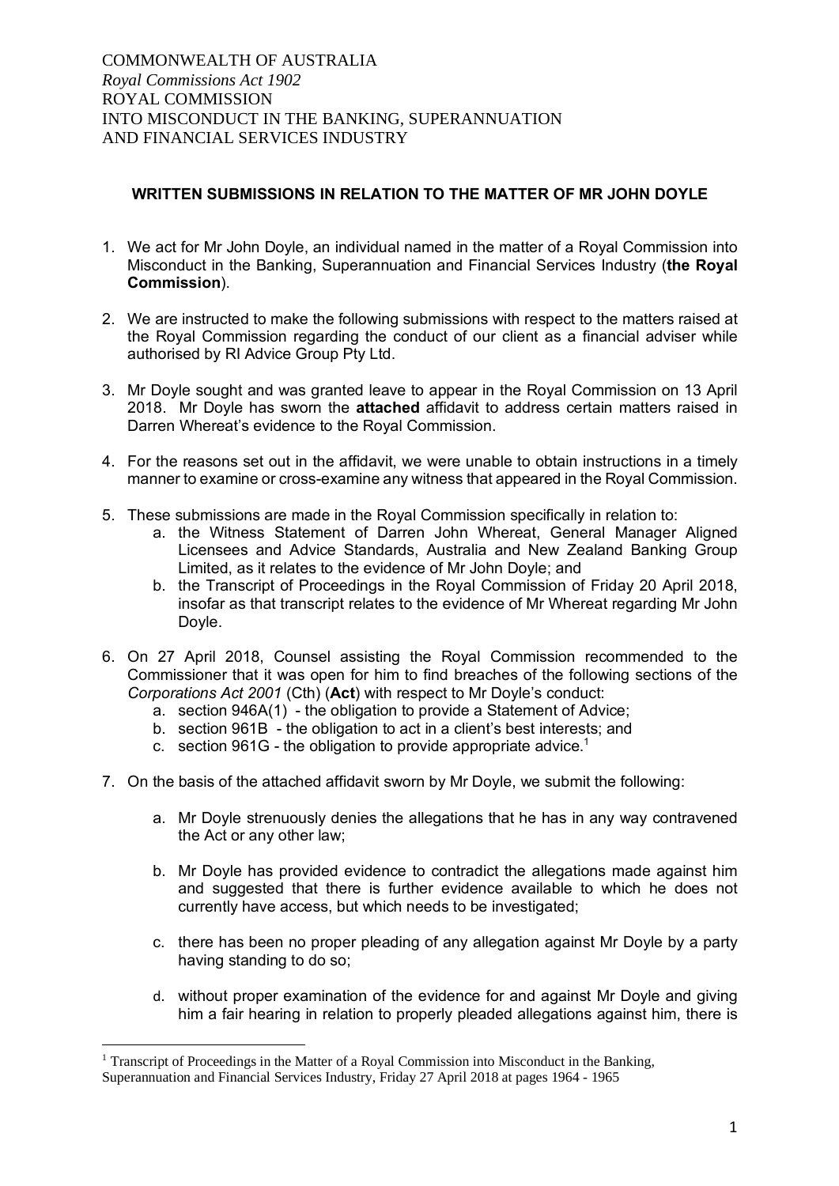COMMONWEALTH OF AUSTRALIA
*Royal Commissions Act 1902*
ROYAL COMMISSION
INTO MISCONDUCT IN THE BANKING, SUPERANNUATION
AND FINANCIAL SERVICES INDUSTRY

**WRITTEN SUBMISSIONS IN RELATION TO THE MATTER OF MR JOHN DOYLE**

1. We act for Mr John Doyle, an individual named in the matter of a Royal Commission into Misconduct in the Banking, Superannuation and Financial Services Industry (**the Royal Commission**).

2. We are instructed to make the following submissions with respect to the matters raised at the Royal Commission regarding the conduct of our client as a financial adviser while authorised by RI Advice Group Pty Ltd.

3. Mr Doyle sought and was granted leave to appear in the Royal Commission on 13 April 2018. Mr Doyle has sworn the **attached** affidavit to address certain matters raised in Darren Whereat's evidence to the Royal Commission.

4. For the reasons set out in the affidavit, we were unable to obtain instructions in a timely manner to examine or cross-examine any witness that appeared in the Royal Commission.

5. These submissions are made in the Royal Commission specifically in relation to:
   a. the Witness Statement of Darren John Whereat, General Manager Aligned Licensees and Advice Standards, Australia and New Zealand Banking Group Limited, as it relates to the evidence of Mr John Doyle; and
   b. the Transcript of Proceedings in the Royal Commission of Friday 20 April 2018, insofar as that transcript relates to the evidence of Mr Whereat regarding Mr John Doyle.

6. On 27 April 2018, Counsel assisting the Royal Commission recommended to the Commissioner that it was open for him to find breaches of the following sections of the *Corporations Act 2001* (Cth) (**Act**) with respect to Mr Doyle's conduct:
   a. section 946A(1) - the obligation to provide a Statement of Advice;
   b. section 961B - the obligation to act in a client's best interests; and
   c. section 961G - the obligation to provide appropriate advice.[1]

7. On the basis of the attached affidavit sworn by Mr Doyle, we submit the following:

   a. Mr Doyle strenuously denies the allegations that he has in any way contravened the Act or any other law;

   b. Mr Doyle has provided evidence to contradict the allegations made against him and suggested that there is further evidence available to which he does not currently have access, but which needs to be investigated;

   c. there has been no proper pleading of any allegation against Mr Doyle by a party having standing to do so;

   d. without proper examination of the evidence for and against Mr Doyle and giving him a fair hearing in relation to properly pleaded allegations against him, there is

[1] Transcript of Proceedings in the Matter of a Royal Commission into Misconduct in the Banking, Superannuation and Financial Services Industry, Friday 27 April 2018 at pages 1964 - 1965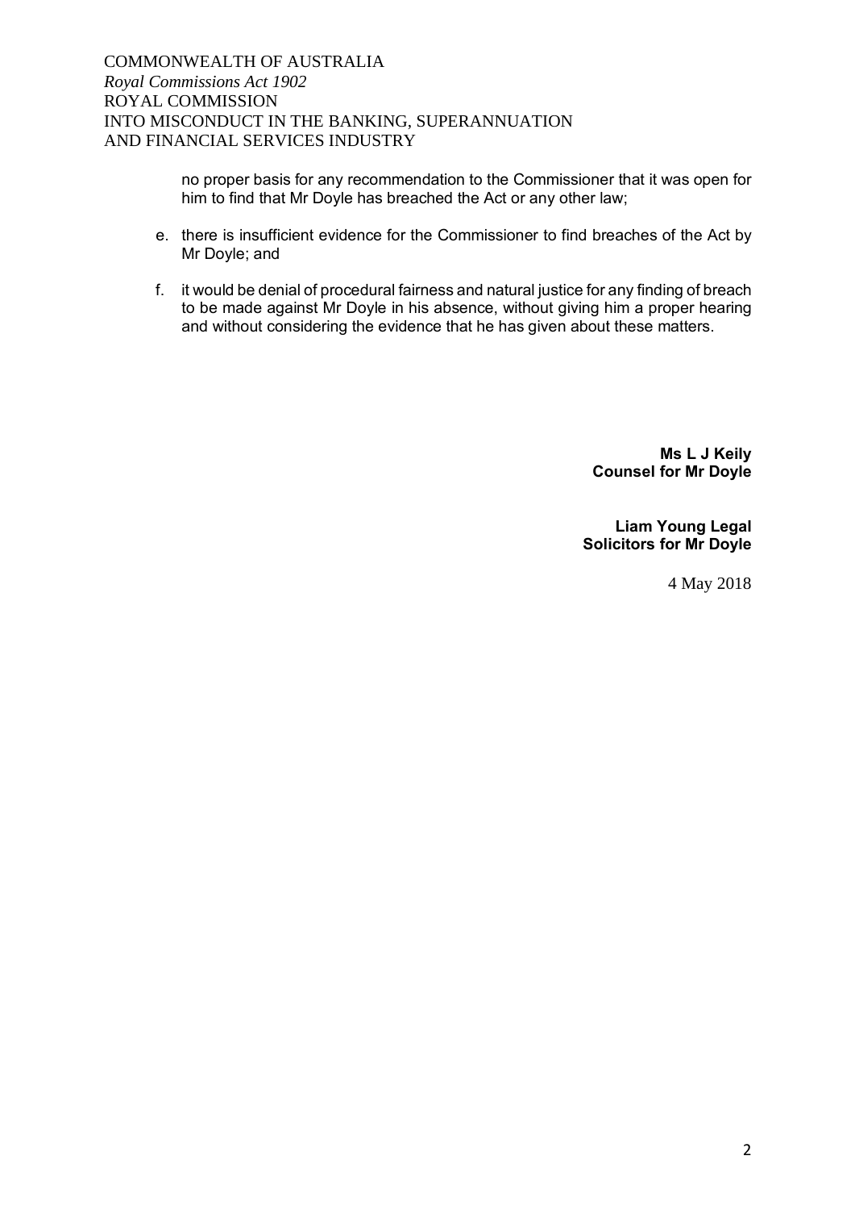no proper basis for any recommendation to the Commissioner that it was open for him to find that Mr Doyle has breached the Act or any other law;

e. there is insufficient evidence for the Commissioner to find breaches of the Act by Mr Doyle; and

f. it would be denial of procedural fairness and natural justice for any finding of breach to be made against Mr Doyle in his absence, without giving him a proper hearing and without considering the evidence that he has given about these matters.

**Ms L J Keily**
**Counsel for Mr Doyle**

**Liam Young Legal**
**Solicitors for Mr Doyle**

4 May 2018